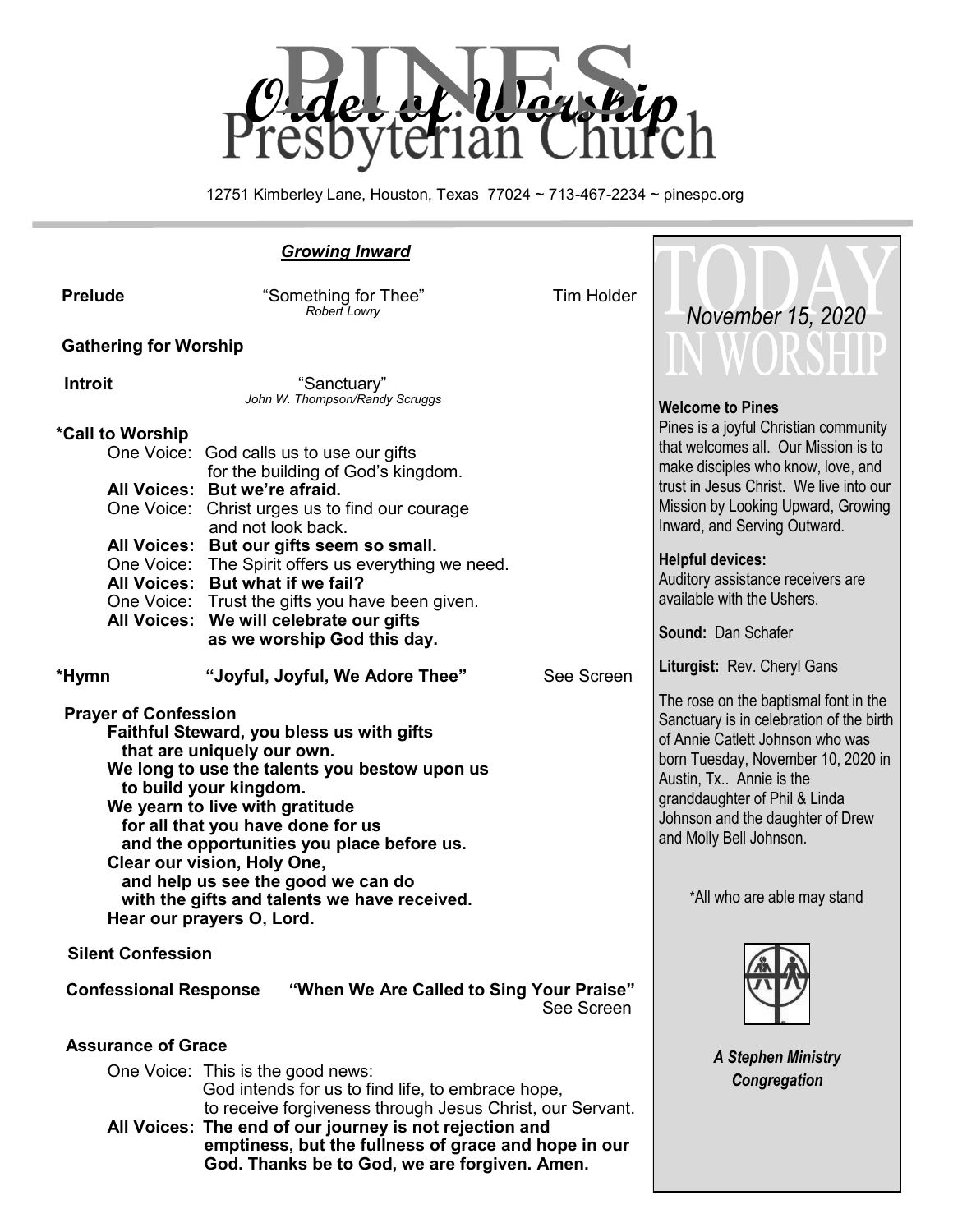# Order of Worship

# PINES Presbyterian Church

12751 Kimberley Lane, Houston, Texas 77024 ~ 713-467-2234 ~ pinespc.org

***Growing Inward***

**Prelude** "Something for Thee" *Robert Lowry* Tim Holder

**Gathering for Worship**

**Introit** "Sanctuary" *John W. Thompson/Randy Scruggs*

**\*Call to Worship**

One Voice: God calls us to use our gifts for the building of God's kingdom.
**All Voices: But we're afraid.**
One Voice: Christ urges us to find our courage and not look back.
**All Voices: But our gifts seem so small.**
One Voice: The Spirit offers us everything we need.
**All Voices: But what if we fail?**
One Voice: Trust the gifts you have been given.
**All Voices: We will celebrate our gifts as we worship God this day.**

**\*Hymn "Joyful, Joyful, We Adore Thee"** See Screen

**Prayer of Confession**

**Faithful Steward, you bless us with gifts**
**that are uniquely our own.**
**We long to use the talents you bestow upon us**
**to build your kingdom.**
**We yearn to live with gratitude**
**for all that you have done for us**
**and the opportunities you place before us.**
**Clear our vision, Holy One,**
**and help us see the good we can do**
**with the gifts and talents we have received.**
**Hear our prayers O, Lord.**

**Silent Confession**

**Confessional Response "When We Are Called to Sing Your Praise"** See Screen

**Assurance of Grace**

One Voice: This is the good news:
God intends for us to find life, to embrace hope,
to receive forgiveness through Jesus Christ, our Servant.
**All Voices: The end of our journey is not rejection and emptiness, but the fullness of grace and hope in our God. Thanks be to God, we are forgiven. Amen.**

## TODAY IN WORSHIP

*November 15, 2020*

**Welcome to Pines**
Pines is a joyful Christian community that welcomes all. Our Mission is to make disciples who know, love, and trust in Jesus Christ. We live into our Mission by Looking Upward, Growing Inward, and Serving Outward.

**Helpful devices:**
Auditory assistance receivers are available with the Ushers.

**Sound:** Dan Schafer

**Liturgist:** Rev. Cheryl Gans

The rose on the baptismal font in the Sanctuary is in celebration of the birth of Annie Catlett Johnson who was born Tuesday, November 10, 2020 in Austin, Tx.. Annie is the granddaughter of Phil & Linda Johnson and the daughter of Drew and Molly Bell Johnson.

\*All who are able may stand

***A Stephen Ministry Congregation***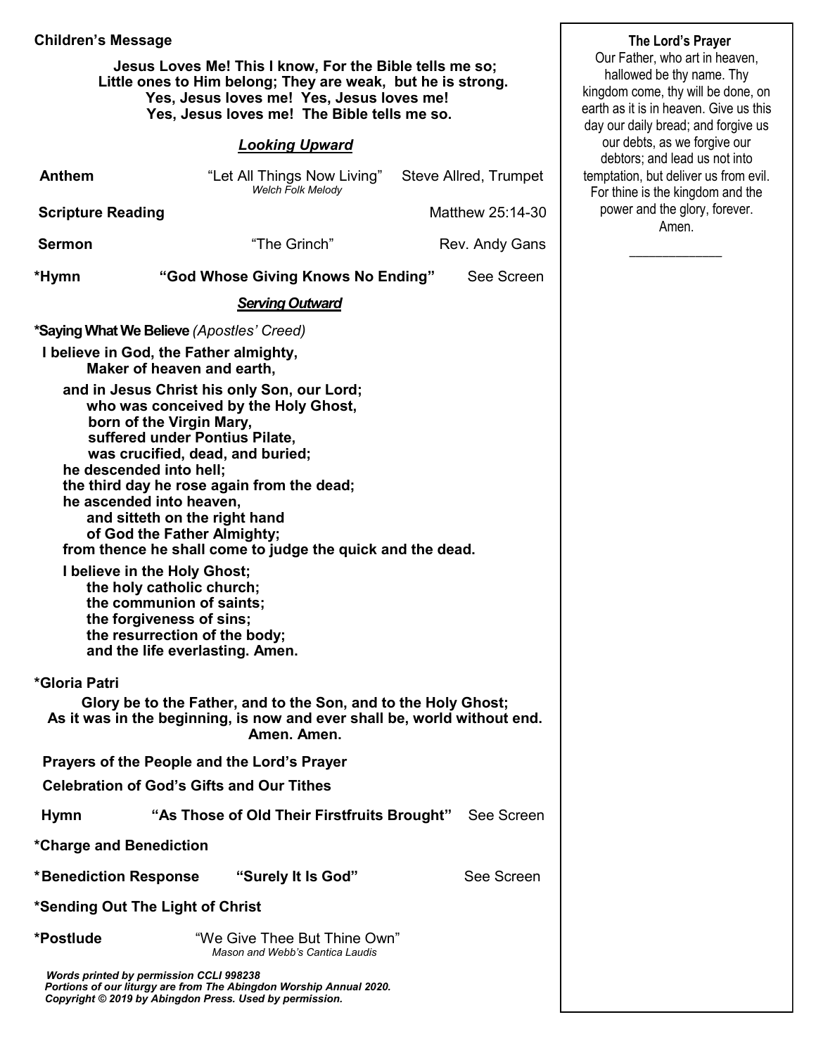**Children's Message**

**Jesus Loves Me! This I know, For the Bible tells me so;**
**Little ones to Him belong; They are weak, but he is strong.**
**Yes, Jesus loves me! Yes, Jesus loves me!**
**Yes, Jesus loves me! The Bible tells me so.**

***Looking Upward***

**Anthem** "Let All Things Now Living" Steve Allred, Trumpet
*Welch Folk Melody*

**Scripture Reading** Matthew 25:14-30

**Sermon** "The Grinch" Rev. Andy Gans

**\*Hymn "God Whose Giving Knows No Ending"** See Screen

***Serving Outward***

**\*Saying What We Believe** *(Apostles' Creed)*

**I believe in God, the Father almighty,**
**Maker of heaven and earth,**

**and in Jesus Christ his only Son, our Lord;**
**who was conceived by the Holy Ghost,**
**born of the Virgin Mary,**
**suffered under Pontius Pilate,**
**was crucified, dead, and buried;**
**he descended into hell;**
**the third day he rose again from the dead;**
**he ascended into heaven,**
**and sitteth on the right hand**
**of God the Father Almighty;**
**from thence he shall come to judge the quick and the dead.**

**I believe in the Holy Ghost;**
**the holy catholic church;**
**the communion of saints;**
**the forgiveness of sins;**
**the resurrection of the body;**
**and the life everlasting. Amen.**

**\*Gloria Patri**

**Glory be to the Father, and to the Son, and to the Holy Ghost;**
**As it was in the beginning, is now and ever shall be, world without end.**
**Amen. Amen.**

**Prayers of the People and the Lord's Prayer**

**Celebration of God's Gifts and Our Tithes**

**Hymn "As Those of Old Their Firstfruits Brought"** See Screen

**\*Charge and Benediction**

**\*Benediction Response "Surely It Is God"** See Screen

**\*Sending Out The Light of Christ**

**\*Postlude** "We Give Thee But Thine Own"
*Mason and Webb's Cantica Laudis*

***Words printed by permission CCLI 998238***
***Portions of our liturgy are from The Abingdon Worship Annual 2020.***
***Copyright © 2019 by Abingdon Press. Used by permission.***

**The Lord's Prayer**

Our Father, who art in heaven, hallowed be thy name. Thy kingdom come, thy will be done, on earth as it is in heaven. Give us this day our daily bread; and forgive us our debts, as we forgive our debtors; and lead us not into temptation, but deliver us from evil. For thine is the kingdom and the power and the glory, forever. Amen.

\_\_\_\_\_\_\_\_\_\_\_\_\_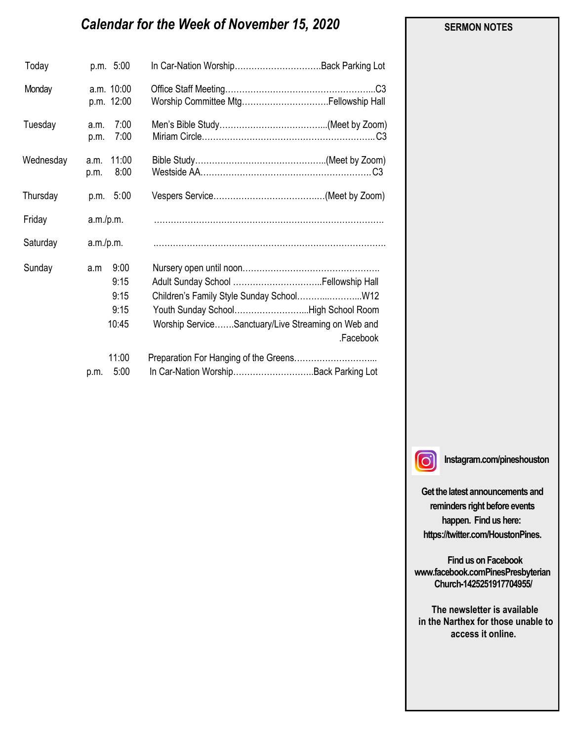# *Calendar for the Week of November 15, 2020*

| Day | Time | Event | Location |
|---|---|---|---|
| Today | p.m. 5:00 | In Car-Nation Worship | Back Parking Lot |
| Monday | a.m. 10:00 | Office Staff Meeting | C3 |
| | p.m. 12:00 | Worship Committee Mtg | Fellowship Hall |
| Tuesday | a.m. 7:00 | Men's Bible Study | (Meet by Zoom) |
| | p.m. 7:00 | Miriam Circle | C3 |
| Wednesday | a.m. 11:00 | Bible Study | (Meet by Zoom) |
| | p.m. 8:00 | Westside AA | C3 |
| Thursday | p.m. 5:00 | Vespers Service | (Meet by Zoom) |
| Friday | a.m./p.m. | | |
| Saturday | a.m./p.m. | | |
| Sunday | a.m 9:00 | Nursery open until noon | |
| | 9:15 | Adult Sunday School | Fellowship Hall |
| | 9:15 | Children's Family Style Sunday School | W12 |
| | 9:15 | Youth Sunday School | High School Room |
| | 10:45 | Worship Service | Sanctuary/Live Streaming on Web and Facebook |
| | 11:00 | Preparation For Hanging of the Greens | |
| | p.m. 5:00 | In Car-Nation Worship | Back Parking Lot |

**SERMON NOTES**

**Instagram.com/pineshouston**

**Get the latest announcements and reminders right before events happen. Find us here: https://twitter.com/HoustonPines.**

**Find us on Facebook www.facebook.comPinesPresbyterian Church-1425251917704955/**

**The newsletter is available in the Narthex for those unable to access it online.**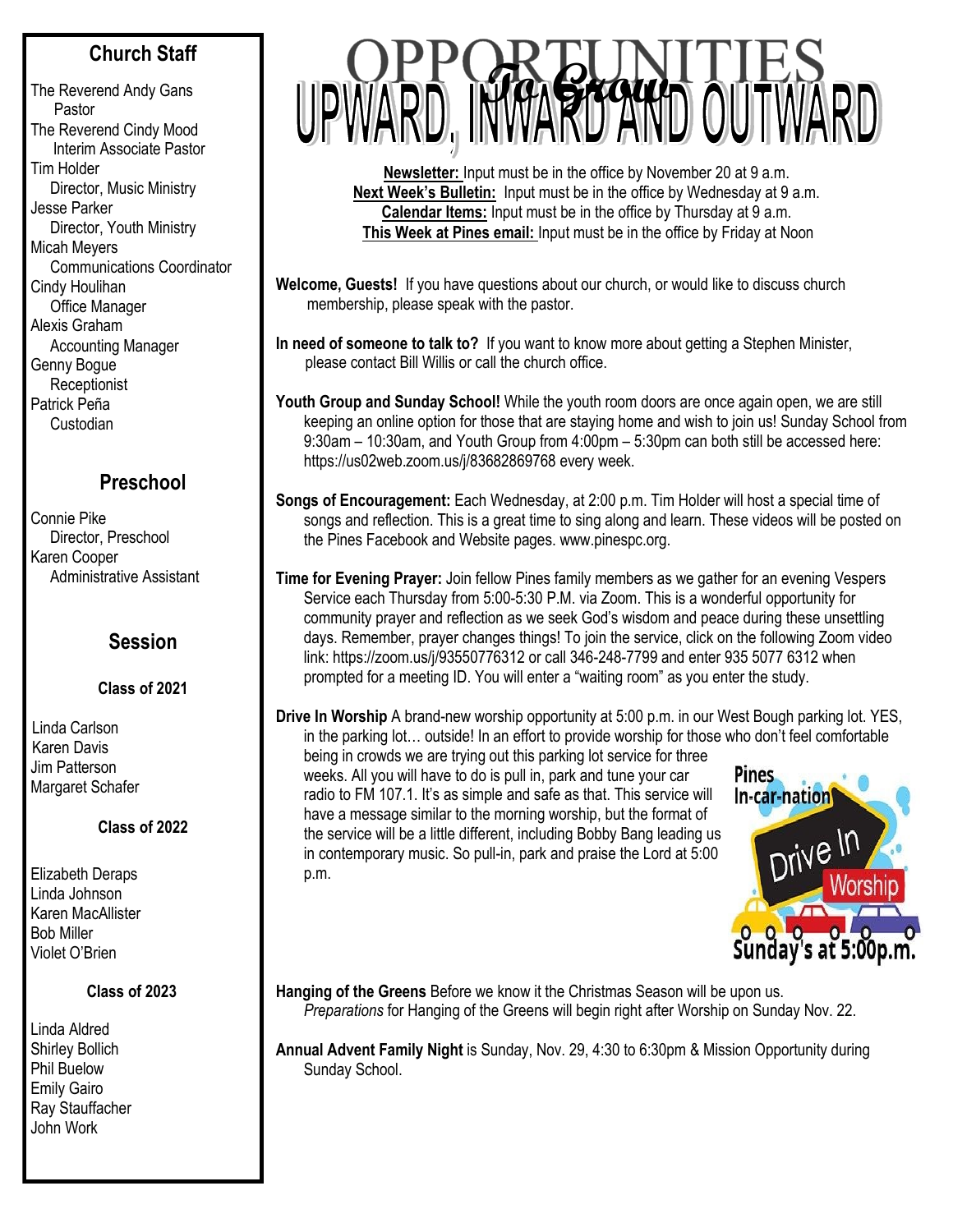## Church Staff

The Reverend Andy Gans
Pastor
The Reverend Cindy Mood
Interim Associate Pastor
Tim Holder
Director, Music Ministry
Jesse Parker
Director, Youth Ministry
Micah Meyers
Communications Coordinator
Cindy Houlihan
Office Manager
Alexis Graham
Accounting Manager
Genny Bogue
Receptionist
Patrick Peña
Custodian

## Preschool

Connie Pike
Director, Preschool
Karen Cooper
Administrative Assistant

## Session

### Class of 2021

Linda Carlson
Karen Davis
Jim Patterson
Margaret Schafer

### Class of 2022

Elizabeth Deraps
Linda Johnson
Karen MacAllister
Bob Miller
Violet O'Brien

### Class of 2023

Linda Aldred
Shirley Bollich
Phil Buelow
Emily Gairo
Ray Stauffacher
John Work

# OPPORTUNITIES To Grow UPWARD, INWARD AND OUTWARD

**Newsletter:** Input must be in the office by November 20 at 9 a.m.
**Next Week's Bulletin:** Input must be in the office by Wednesday at 9 a.m.
**Calendar Items:** Input must be in the office by Thursday at 9 a.m.
**This Week at Pines email:** Input must be in the office by Friday at Noon

**Welcome, Guests!** If you have questions about our church, or would like to discuss church membership, please speak with the pastor.

**In need of someone to talk to?** If you want to know more about getting a Stephen Minister, please contact Bill Willis or call the church office.

**Youth Group and Sunday School!** While the youth room doors are once again open, we are still keeping an online option for those that are staying home and wish to join us! Sunday School from 9:30am – 10:30am, and Youth Group from 4:00pm – 5:30pm can both still be accessed here: https://us02web.zoom.us/j/83682869768 every week.

**Songs of Encouragement:** Each Wednesday, at 2:00 p.m. Tim Holder will host a special time of songs and reflection. This is a great time to sing along and learn. These videos will be posted on the Pines Facebook and Website pages. www.pinespc.org.

**Time for Evening Prayer:** Join fellow Pines family members as we gather for an evening Vespers Service each Thursday from 5:00-5:30 P.M. via Zoom. This is a wonderful opportunity for community prayer and reflection as we seek God's wisdom and peace during these unsettling days. Remember, prayer changes things! To join the service, click on the following Zoom video link: https://zoom.us/j/93550776312 or call 346-248-7799 and enter 935 5077 6312 when prompted for a meeting ID. You will enter a "waiting room" as you enter the study.

**Drive In Worship** A brand-new worship opportunity at 5:00 p.m. in our West Bough parking lot. YES, in the parking lot… outside! In an effort to provide worship for those who don't feel comfortable being in crowds we are trying out this parking lot service for three weeks. All you will have to do is pull in, park and tune your car radio to FM 107.1. It's as simple and safe as that. This service will have a message similar to the morning worship, but the format of the service will be a little different, including Bobby Bang leading us in contemporary music. So pull-in, park and praise the Lord at 5:00 p.m.

Pines In-car-nation
Drive In Worship
Sunday's at 5:00p.m.

**Hanging of the Greens** Before we know it the Christmas Season will be upon us. *Preparations* for Hanging of the Greens will begin right after Worship on Sunday Nov. 22.

**Annual Advent Family Night** is Sunday, Nov. 29, 4:30 to 6:30pm & Mission Opportunity during Sunday School.